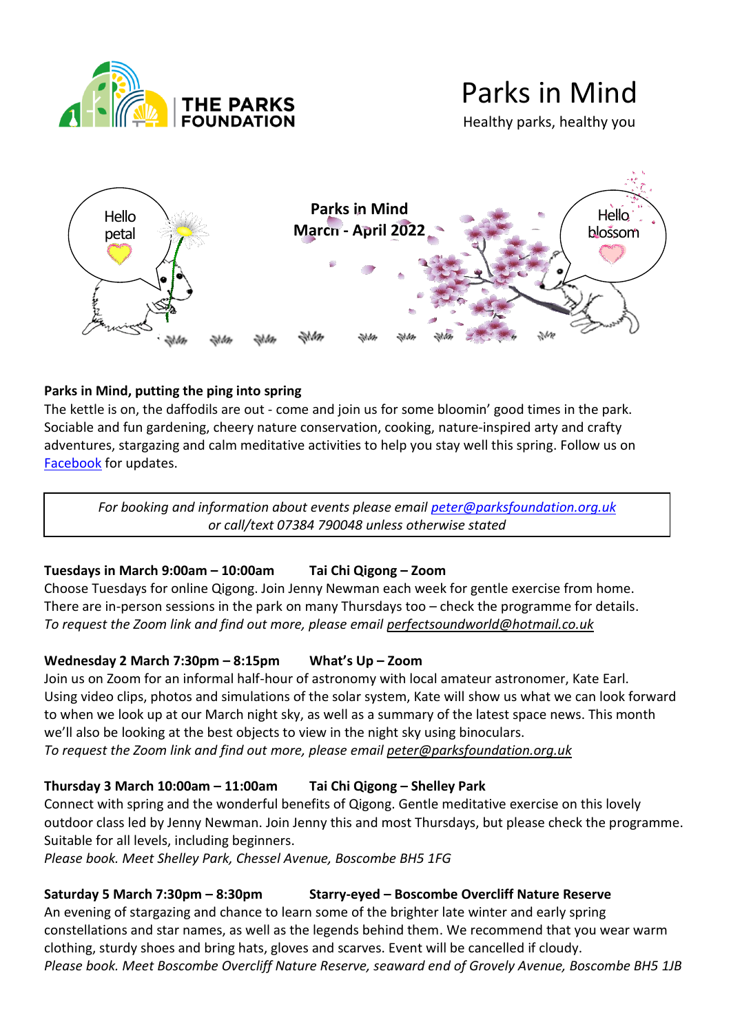# Parks in Mind

Healthy parks, healthy you

Parks in Mind
March - April 2022

Hello petal

Hello blossom

**Parks in Mind, putting the ping into spring**

The kettle is on, the daffodils are out - come and join us for some bloomin' good times in the park. Sociable and fun gardening, cheery nature conservation, cooking, nature-inspired arty and crafty adventures, stargazing and calm meditative activities to help you stay well this spring. Follow us on [Facebook](#) for updates.

> *For booking and information about events please email peter@parksfoundation.org.uk or call/text 07384 790048 unless otherwise stated*

**Tuesdays in March 9:00am – 10:00am Tai Chi Qigong – Zoom**

Choose Tuesdays for online Qigong. Join Jenny Newman each week for gentle exercise from home. There are in-person sessions in the park on many Thursdays too – check the programme for details.
*To request the Zoom link and find out more, please email perfectsoundworld@hotmail.co.uk*

**Wednesday 2 March 7:30pm – 8:15pm What's Up – Zoom**

Join us on Zoom for an informal half-hour of astronomy with local amateur astronomer, Kate Earl. Using video clips, photos and simulations of the solar system, Kate will show us what we can look forward to when we look up at our March night sky, as well as a summary of the latest space news. This month we'll also be looking at the best objects to view in the night sky using binoculars.
*To request the Zoom link and find out more, please email peter@parksfoundation.org.uk*

**Thursday 3 March 10:00am – 11:00am Tai Chi Qigong – Shelley Park**

Connect with spring and the wonderful benefits of Qigong. Gentle meditative exercise on this lovely outdoor class led by Jenny Newman. Join Jenny this and most Thursdays, but please check the programme. Suitable for all levels, including beginners.
*Please book. Meet Shelley Park, Chessel Avenue, Boscombe BH5 1FG*

**Saturday 5 March 7:30pm – 8:30pm Starry-eyed – Boscombe Overcliff Nature Reserve**

An evening of stargazing and chance to learn some of the brighter late winter and early spring constellations and star names, as well as the legends behind them. We recommend that you wear warm clothing, sturdy shoes and bring hats, gloves and scarves. Event will be cancelled if cloudy.
*Please book. Meet Boscombe Overcliff Nature Reserve, seaward end of Grovely Avenue, Boscombe BH5 1JB*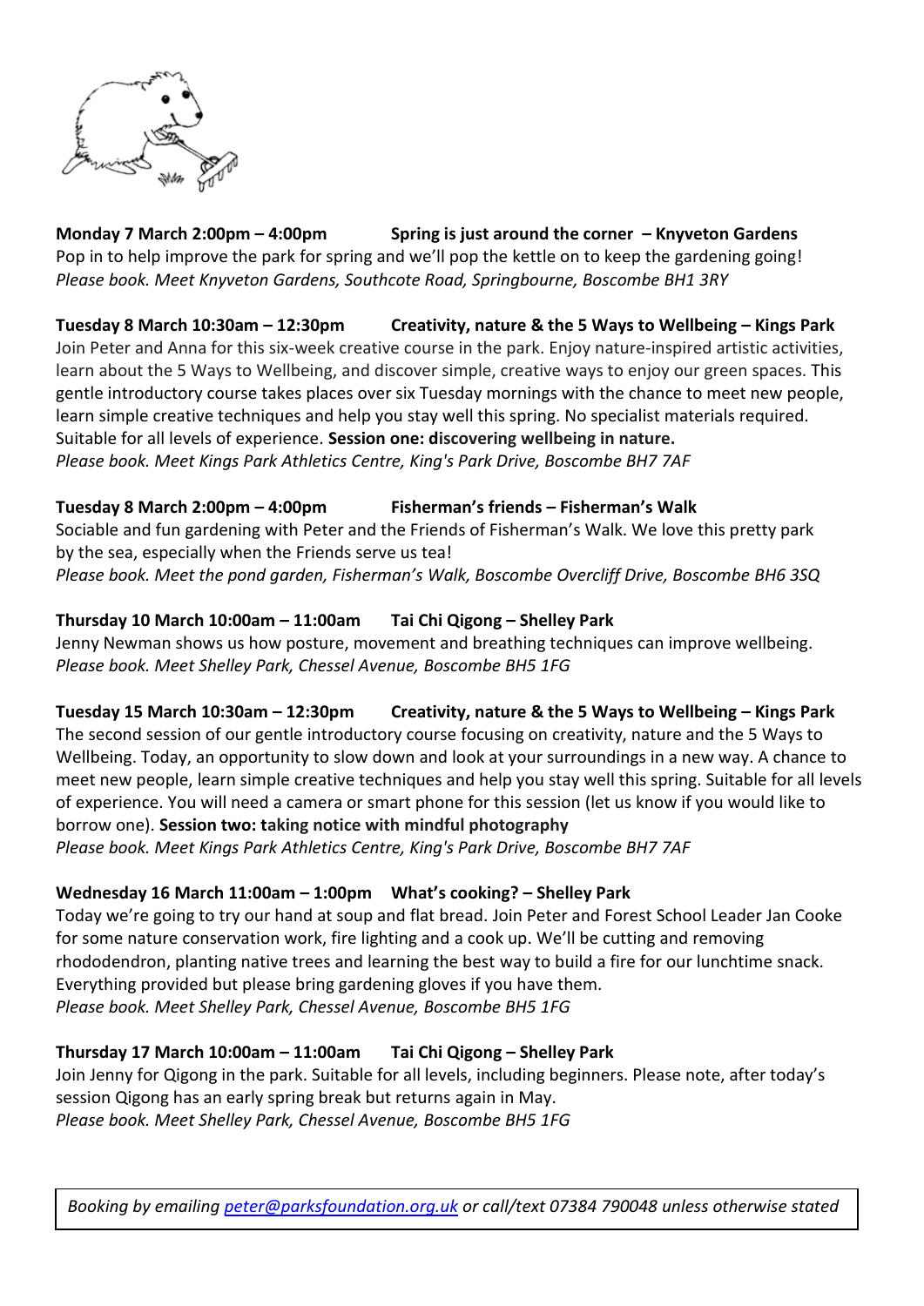**Monday 7 March 2:00pm – 4:00pm Spring is just around the corner – Knyveton Gardens**
Pop in to help improve the park for spring and we'll pop the kettle on to keep the gardening going!
*Please book. Meet Knyveton Gardens, Southcote Road, Springbourne, Boscombe BH1 3RY*

**Tuesday 8 March 10:30am – 12:30pm Creativity, nature & the 5 Ways to Wellbeing – Kings Park**
Join Peter and Anna for this six-week creative course in the park. Enjoy nature-inspired artistic activities, learn about the 5 Ways to Wellbeing, and discover simple, creative ways to enjoy our green spaces. This gentle introductory course takes places over six Tuesday mornings with the chance to meet new people, learn simple creative techniques and help you stay well this spring. No specialist materials required. Suitable for all levels of experience. **Session one: discovering wellbeing in nature.**
*Please book. Meet Kings Park Athletics Centre, King's Park Drive, Boscombe BH7 7AF*

**Tuesday 8 March 2:00pm – 4:00pm Fisherman's friends – Fisherman's Walk**
Sociable and fun gardening with Peter and the Friends of Fisherman's Walk. We love this pretty park by the sea, especially when the Friends serve us tea!
*Please book. Meet the pond garden, Fisherman's Walk, Boscombe Overcliff Drive, Boscombe BH6 3SQ*

**Thursday 10 March 10:00am – 11:00am Tai Chi Qigong – Shelley Park**
Jenny Newman shows us how posture, movement and breathing techniques can improve wellbeing.
*Please book. Meet Shelley Park, Chessel Avenue, Boscombe BH5 1FG*

**Tuesday 15 March 10:30am – 12:30pm Creativity, nature & the 5 Ways to Wellbeing – Kings Park**
The second session of our gentle introductory course focusing on creativity, nature and the 5 Ways to Wellbeing. Today, an opportunity to slow down and look at your surroundings in a new way. A chance to meet new people, learn simple creative techniques and help you stay well this spring. Suitable for all levels of experience. You will need a camera or smart phone for this session (let us know if you would like to borrow one). **Session two: taking notice with mindful photography**
*Please book. Meet Kings Park Athletics Centre, King's Park Drive, Boscombe BH7 7AF*

**Wednesday 16 March 11:00am – 1:00pm What's cooking? – Shelley Park**
Today we're going to try our hand at soup and flat bread. Join Peter and Forest School Leader Jan Cooke for some nature conservation work, fire lighting and a cook up. We'll be cutting and removing rhododendron, planting native trees and learning the best way to build a fire for our lunchtime snack. Everything provided but please bring gardening gloves if you have them.
*Please book. Meet Shelley Park, Chessel Avenue, Boscombe BH5 1FG*

**Thursday 17 March 10:00am – 11:00am Tai Chi Qigong – Shelley Park**
Join Jenny for Qigong in the park. Suitable for all levels, including beginners. Please note, after today's session Qigong has an early spring break but returns again in May.
*Please book. Meet Shelley Park, Chessel Avenue, Boscombe BH5 1FG*

*Booking by emailing [peter@parksfoundation.org.uk](mailto:peter@parksfoundation.org.uk) or call/text 07384 790048 unless otherwise stated*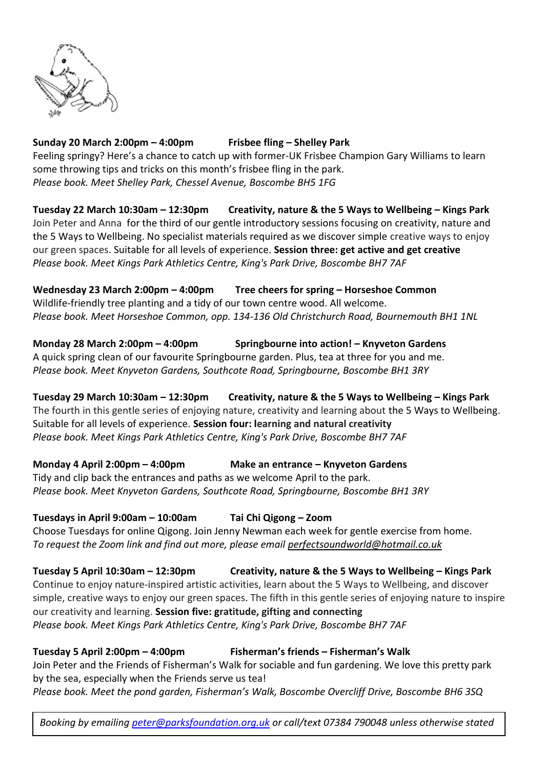**Sunday 20 March 2:00pm – 4:00pm Frisbee fling – Shelley Park**

Feeling springy? Here's a chance to catch up with former-UK Frisbee Champion Gary Williams to learn some throwing tips and tricks on this month's frisbee fling in the park.

*Please book. Meet Shelley Park, Chessel Avenue, Boscombe BH5 1FG*

**Tuesday 22 March 10:30am – 12:30pm Creativity, nature & the 5 Ways to Wellbeing – Kings Park**

Join Peter and Anna for the third of our gentle introductory sessions focusing on creativity, nature and the 5 Ways to Wellbeing. No specialist materials required as we discover simple creative ways to enjoy our green spaces. Suitable for all levels of experience. **Session three: get active and get creative**

*Please book. Meet Kings Park Athletics Centre, King's Park Drive, Boscombe BH7 7AF*

**Wednesday 23 March 2:00pm – 4:00pm Tree cheers for spring – Horseshoe Common**

Wildlife-friendly tree planting and a tidy of our town centre wood. All welcome.

*Please book. Meet Horseshoe Common, opp. 134-136 Old Christchurch Road, Bournemouth BH1 1NL*

**Monday 28 March 2:00pm – 4:00pm Springbourne into action! – Knyveton Gardens**

A quick spring clean of our favourite Springbourne garden. Plus, tea at three for you and me.

*Please book. Meet Knyveton Gardens, Southcote Road, Springbourne, Boscombe BH1 3RY*

**Tuesday 29 March 10:30am – 12:30pm Creativity, nature & the 5 Ways to Wellbeing – Kings Park**

The fourth in this gentle series of enjoying nature, creativity and learning about the 5 Ways to Wellbeing. Suitable for all levels of experience. **Session four: learning and natural creativity**

*Please book. Meet Kings Park Athletics Centre, King's Park Drive, Boscombe BH7 7AF*

**Monday 4 April 2:00pm – 4:00pm Make an entrance – Knyveton Gardens**

Tidy and clip back the entrances and paths as we welcome April to the park.

*Please book. Meet Knyveton Gardens, Southcote Road, Springbourne, Boscombe BH1 3RY*

**Tuesdays in April 9:00am – 10:00am Tai Chi Qigong – Zoom**

Choose Tuesdays for online Qigong. Join Jenny Newman each week for gentle exercise from home.

*To request the Zoom link and find out more, please email perfectsoundworld@hotmail.co.uk*

**Tuesday 5 April 10:30am – 12:30pm Creativity, nature & the 5 Ways to Wellbeing – Kings Park**

Continue to enjoy nature-inspired artistic activities, learn about the 5 Ways to Wellbeing, and discover simple, creative ways to enjoy our green spaces. The fifth in this gentle series of enjoying nature to inspire our creativity and learning. **Session five: gratitude, gifting and connecting**

*Please book. Meet Kings Park Athletics Centre, King's Park Drive, Boscombe BH7 7AF*

**Tuesday 5 April 2:00pm – 4:00pm Fisherman's friends – Fisherman's Walk**

Join Peter and the Friends of Fisherman's Walk for sociable and fun gardening. We love this pretty park by the sea, especially when the Friends serve us tea!

*Please book. Meet the pond garden, Fisherman's Walk, Boscombe Overcliff Drive, Boscombe BH6 3SQ*

*Booking by emailing peter@parksfoundation.org.uk or call/text 07384 790048 unless otherwise stated*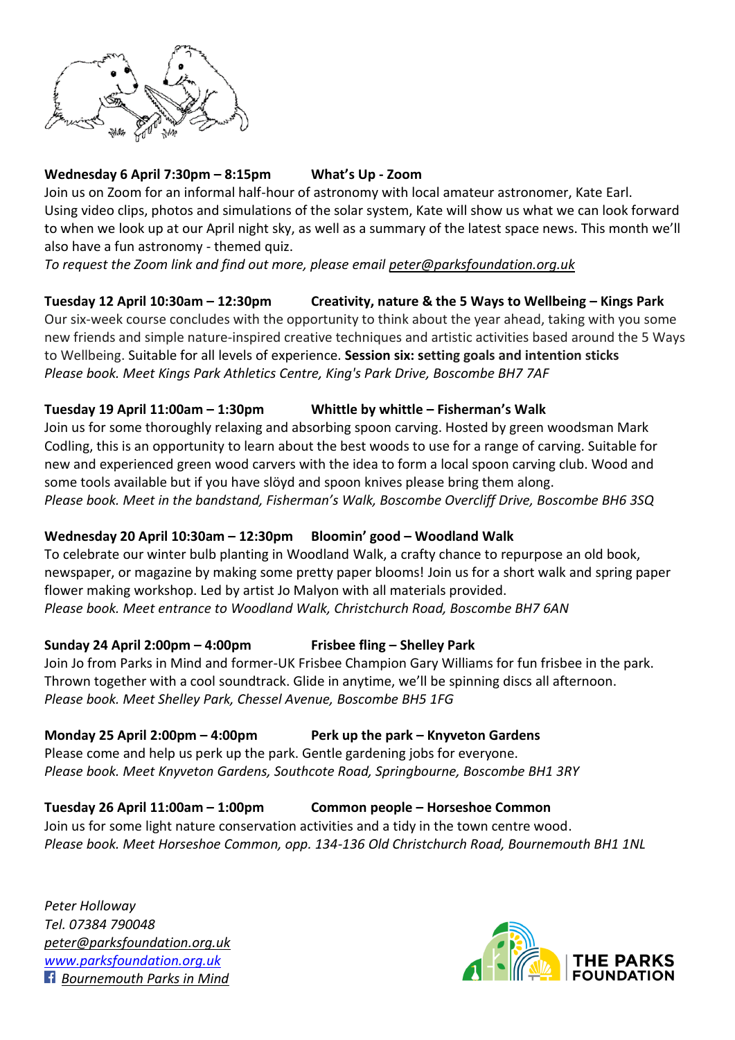**Wednesday 6 April 7:30pm – 8:15pm What's Up - Zoom**

Join us on Zoom for an informal half-hour of astronomy with local amateur astronomer, Kate Earl. Using video clips, photos and simulations of the solar system, Kate will show us what we can look forward to when we look up at our April night sky, as well as a summary of the latest space news. This month we'll also have a fun astronomy - themed quiz.

*To request the Zoom link and find out more, please email peter@parksfoundation.org.uk*

**Tuesday 12 April 10:30am – 12:30pm Creativity, nature & the 5 Ways to Wellbeing – Kings Park**

Our six-week course concludes with the opportunity to think about the year ahead, taking with you some new friends and simple nature-inspired creative techniques and artistic activities based around the 5 Ways to Wellbeing. Suitable for all levels of experience. **Session six: setting goals and intention sticks**

*Please book. Meet Kings Park Athletics Centre, King's Park Drive, Boscombe BH7 7AF*

**Tuesday 19 April 11:00am – 1:30pm Whittle by whittle – Fisherman's Walk**

Join us for some thoroughly relaxing and absorbing spoon carving. Hosted by green woodsman Mark Codling, this is an opportunity to learn about the best woods to use for a range of carving. Suitable for new and experienced green wood carvers with the idea to form a local spoon carving club. Wood and some tools available but if you have slöyd and spoon knives please bring them along.

*Please book. Meet in the bandstand, Fisherman's Walk, Boscombe Overcliff Drive, Boscombe BH6 3SQ*

**Wednesday 20 April 10:30am – 12:30pm Bloomin' good – Woodland Walk**

To celebrate our winter bulb planting in Woodland Walk, a crafty chance to repurpose an old book, newspaper, or magazine by making some pretty paper blooms! Join us for a short walk and spring paper flower making workshop. Led by artist Jo Malyon with all materials provided.

*Please book. Meet entrance to Woodland Walk, Christchurch Road, Boscombe BH7 6AN*

**Sunday 24 April 2:00pm – 4:00pm Frisbee fling – Shelley Park**

Join Jo from Parks in Mind and former-UK Frisbee Champion Gary Williams for fun frisbee in the park. Thrown together with a cool soundtrack. Glide in anytime, we'll be spinning discs all afternoon.

*Please book. Meet Shelley Park, Chessel Avenue, Boscombe BH5 1FG*

**Monday 25 April 2:00pm – 4:00pm Perk up the park – Knyveton Gardens**

Please come and help us perk up the park. Gentle gardening jobs for everyone.

*Please book. Meet Knyveton Gardens, Southcote Road, Springbourne, Boscombe BH1 3RY*

**Tuesday 26 April 11:00am – 1:00pm Common people – Horseshoe Common**

Join us for some light nature conservation activities and a tidy in the town centre wood.

*Please book. Meet Horseshoe Common, opp. 134-136 Old Christchurch Road, Bournemouth BH1 1NL*

*Peter Holloway*
*Tel. 07384 790048*
*peter@parksfoundation.org.uk*
*www.parksfoundation.org.uk*
*Bournemouth Parks in Mind*

THE PARKS FOUNDATION